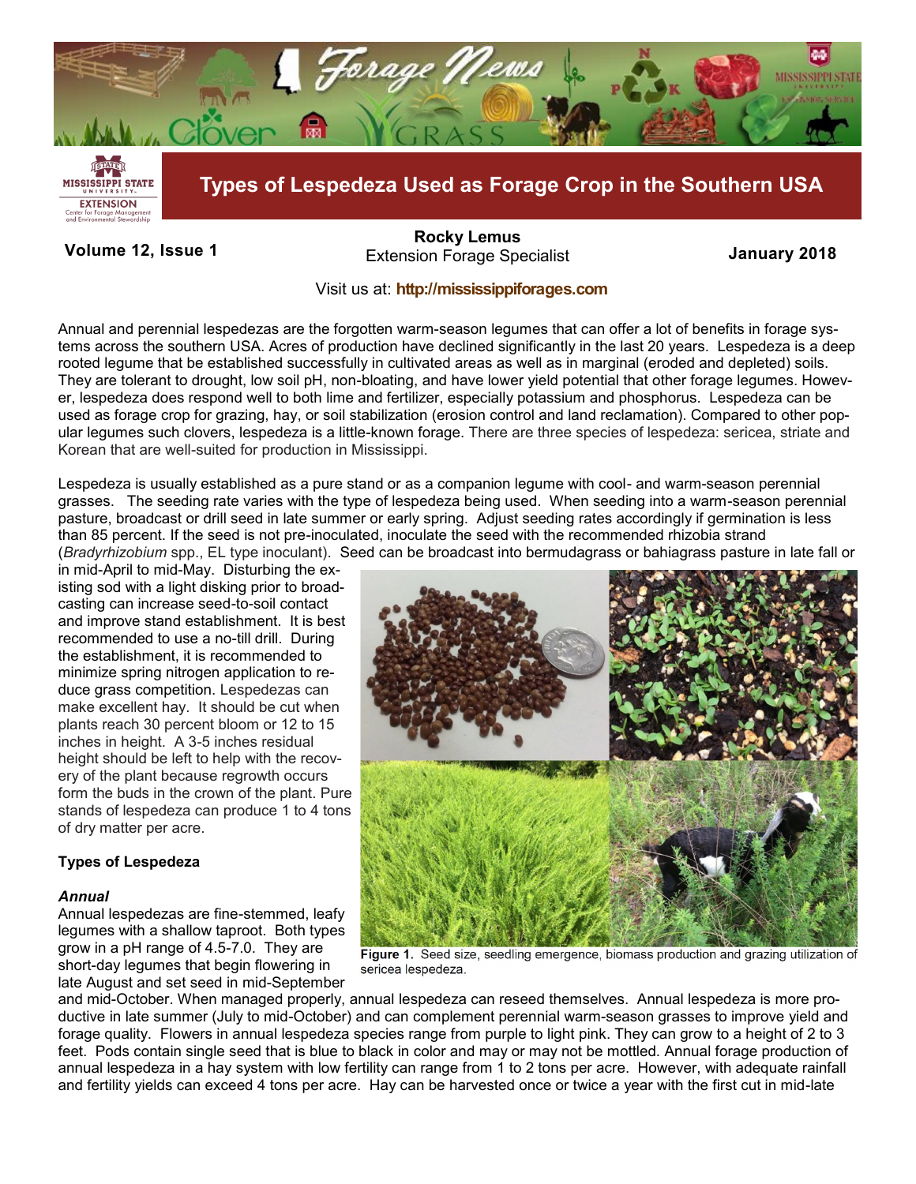# Types of Lespedeza Used as Forage Crop in the Southern USA

**Volume 12, Issue 1**

**Rocky Lemus**
Extension Forage Specialist

**January 2018**

Visit us at: **http://mississippiforages.com**

Annual and perennial lespedezas are the forgotten warm-season legumes that can offer a lot of benefits in forage systems across the southern USA. Acres of production have declined significantly in the last 20 years. Lespedeza is a deep rooted legume that be established successfully in cultivated areas as well as in marginal (eroded and depleted) soils. They are tolerant to drought, low soil pH, non-bloating, and have lower yield potential that other forage legumes. However, lespedeza does respond well to both lime and fertilizer, especially potassium and phosphorus. Lespedeza can be used as forage crop for grazing, hay, or soil stabilization (erosion control and land reclamation). Compared to other popular legumes such clovers, lespedeza is a little-known forage. There are three species of lespedeza: sericea, striate and Korean that are well-suited for production in Mississippi.

Lespedeza is usually established as a pure stand or as a companion legume with cool- and warm-season perennial grasses. The seeding rate varies with the type of lespedeza being used. When seeding into a warm-season perennial pasture, broadcast or drill seed in late summer or early spring. Adjust seeding rates accordingly if germination is less than 85 percent. If the seed is not pre-inoculated, inoculate the seed with the recommended rhizobia strand (*Bradyrhizobium* spp., EL type inoculant). Seed can be broadcast into bermudagrass or bahiagrass pasture in late fall or in mid-April to mid-May. Disturbing the existing sod with a light disking prior to broadcasting can increase seed-to-soil contact and improve stand establishment. It is best recommended to use a no-till drill. During the establishment, it is recommended to minimize spring nitrogen application to reduce grass competition. Lespedezas can make excellent hay. It should be cut when plants reach 30 percent bloom or 12 to 15 inches in height. A 3-5 inches residual height should be left to help with the recovery of the plant because regrowth occurs form the buds in the crown of the plant. Pure stands of lespedeza can produce 1 to 4 tons of dry matter per acre.

**Figure 1.** Seed size, seedling emergence, biomass production and grazing utilization of sericea lespedeza.

### Types of Lespedeza

#### *Annual*

Annual lespedezas are fine-stemmed, leafy legumes with a shallow taproot. Both types grow in a pH range of 4.5-7.0. They are short-day legumes that begin flowering in late August and set seed in mid-September and mid-October. When managed properly, annual lespedeza can reseed themselves. Annual lespedeza is more productive in late summer (July to mid-October) and can complement perennial warm-season grasses to improve yield and forage quality. Flowers in annual lespedeza species range from purple to light pink. They can grow to a height of 2 to 3 feet. Pods contain single seed that is blue to black in color and may or may not be mottled. Annual forage production of annual lespedeza in a hay system with low fertility can range from 1 to 2 tons per acre. However, with adequate rainfall and fertility yields can exceed 4 tons per acre. Hay can be harvested once or twice a year with the first cut in mid-late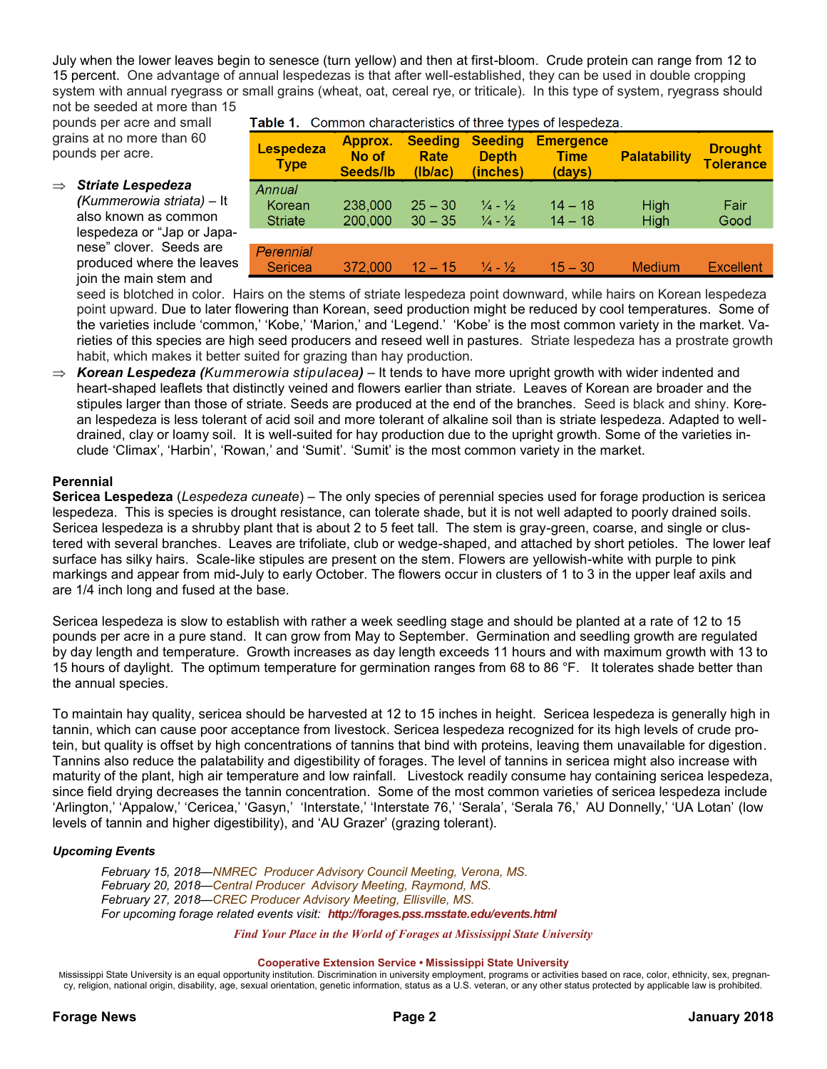July when the lower leaves begin to senesce (turn yellow) and then at first-bloom. Crude protein can range from 12 to 15 percent. One advantage of annual lespedezas is that after well-established, they can be used in double cropping system with annual ryegrass or small grains (wheat, oat, cereal rye, or triticale). In this type of system, ryegrass should not be seeded at more than 15 pounds per acre and small grains at no more than 60 pounds per acre.

**Table 1.** Common characteristics of three types of lespedeza.

| Lespedeza Type | Approx. No of Seeds/lb | Seeding Rate (lb/ac) | Seeding Depth (inches) | Emergence Time (days) | Palatability | Drought Tolerance |
|---|---|---|---|---|---|---|
| *Annual* | | | | | | |
| Korean | 238,000 | 25 – 30 | ¼ - ½ | 14 – 18 | High | Fair |
| Striate | 200,000 | 30 – 35 | ¼ - ½ | 14 – 18 | High | Good |
| *Perennial* | | | | | | |
| Sericea | 372,000 | 12 – 15 | ¼ - ½ | 15 – 30 | Medium | Excellent |

⇒ ***Striate Lespedeza** (Kummerowia striata)* – It also known as common lespedeza or "Jap or Japanese" clover. Seeds are produced where the leaves join the main stem and seed is blotched in color. Hairs on the stems of striate lespedeza point downward, while hairs on Korean lespedeza point upward. Due to later flowering than Korean, seed production might be reduced by cool temperatures. Some of the varieties include 'common,' 'Kobe,' 'Marion,' and 'Legend.' 'Kobe' is the most common variety in the market. Varieties of this species are high seed producers and reseed well in pastures. Striate lespedeza has a prostrate growth habit, which makes it better suited for grazing than hay production.

⇒ ***Korean Lespedeza (Kummerowia stipulacea)*** – It tends to have more upright growth with wider indented and heart-shaped leaflets that distinctly veined and flowers earlier than striate. Leaves of Korean are broader and the stipules larger than those of striate. Seeds are produced at the end of the branches. Seed is black and shiny. Korean lespedeza is less tolerant of acid soil and more tolerant of alkaline soil than is striate lespedeza. Adapted to well-drained, clay or loamy soil. It is well-suited for hay production due to the upright growth. Some of the varieties include 'Climax', 'Harbin', 'Rowan,' and 'Sumit'. 'Sumit' is the most common variety in the market.

**Perennial**

**Sericea Lespedeza** (*Lespedeza cuneate*) – The only species of perennial species used for forage production is sericea lespedeza. This is species is drought resistance, can tolerate shade, but it is not well adapted to poorly drained soils. Sericea lespedeza is a shrubby plant that is about 2 to 5 feet tall. The stem is gray-green, coarse, and single or clustered with several branches. Leaves are trifoliate, club or wedge-shaped, and attached by short petioles. The lower leaf surface has silky hairs. Scale-like stipules are present on the stem. Flowers are yellowish-white with purple to pink markings and appear from mid-July to early October. The flowers occur in clusters of 1 to 3 in the upper leaf axils and are 1/4 inch long and fused at the base.

Sericea lespedeza is slow to establish with rather a week seedling stage and should be planted at a rate of 12 to 15 pounds per acre in a pure stand. It can grow from May to September. Germination and seedling growth are regulated by day length and temperature. Growth increases as day length exceeds 11 hours and with maximum growth with 13 to 15 hours of daylight. The optimum temperature for germination ranges from 68 to 86 °F. It tolerates shade better than the annual species.

To maintain hay quality, sericea should be harvested at 12 to 15 inches in height. Sericea lespedeza is generally high in tannin, which can cause poor acceptance from livestock. Sericea lespedeza recognized for its high levels of crude protein, but quality is offset by high concentrations of tannins that bind with proteins, leaving them unavailable for digestion. Tannins also reduce the palatability and digestibility of forages. The level of tannins in sericea might also increase with maturity of the plant, high air temperature and low rainfall. Livestock readily consume hay containing sericea lespedeza, since field drying decreases the tannin concentration. Some of the most common varieties of sericea lespedeza include 'Arlington,' 'Appalow,' 'Cericea,' 'Gasyn,' 'Interstate,' 'Interstate 76,' 'Serala', 'Serala 76,' AU Donnelly,' 'UA Lotan' (low levels of tannin and higher digestibility), and 'AU Grazer' (grazing tolerant).

***Upcoming Events***

*February 15, 2018—NMREC Producer Advisory Council Meeting, Verona, MS.*
*February 20, 2018—Central Producer Advisory Meeting, Raymond, MS.*
*February 27, 2018—CREC Producer Advisory Meeting, Ellisville, MS.*
*For upcoming forage related events visit:* ***http://forages.pss.msstate.edu/events.html***

*Find Your Place in the World of Forages at Mississippi State University*

**Cooperative Extension Service • Mississippi State University**

Mississippi State University is an equal opportunity institution. Discrimination in university employment, programs or activities based on race, color, ethnicity, sex, pregnancy, religion, national origin, disability, age, sexual orientation, genetic information, status as a U.S. veteran, or any other status protected by applicable law is prohibited.